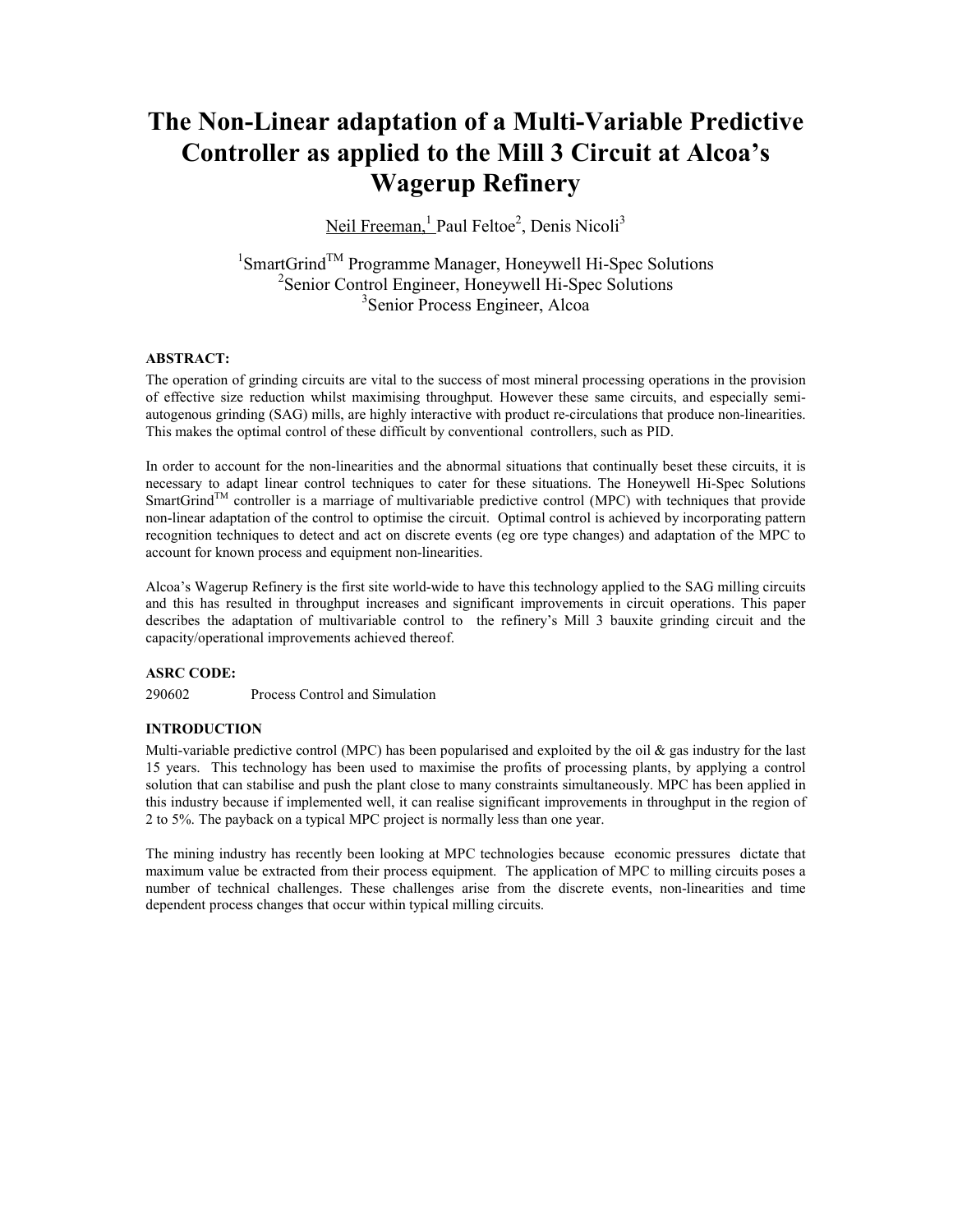# The Non-Linear adaptation of a Multi-Variable Predictive Controller as applied to the Mill 3 Circuit at Alcoa's Wagerup Refinery

Neil Freeman,[1] Paul Feltoe[2], Denis Nicoli[3]

[1]SmartGrind™ Programme Manager, Honeywell Hi-Spec Solutions
[2]Senior Control Engineer, Honeywell Hi-Spec Solutions
[3]Senior Process Engineer, Alcoa

**ABSTRACT:**

The operation of grinding circuits are vital to the success of most mineral processing operations in the provision of effective size reduction whilst maximising throughput. However these same circuits, and especially semi-autogenous grinding (SAG) mills, are highly interactive with product re-circulations that produce non-linearities. This makes the optimal control of these difficult by conventional controllers, such as PID.

In order to account for the non-linearities and the abnormal situations that continually beset these circuits, it is necessary to adapt linear control techniques to cater for these situations. The Honeywell Hi-Spec Solutions SmartGrind™ controller is a marriage of multivariable predictive control (MPC) with techniques that provide non-linear adaptation of the control to optimise the circuit. Optimal control is achieved by incorporating pattern recognition techniques to detect and act on discrete events (eg ore type changes) and adaptation of the MPC to account for known process and equipment non-linearities.

Alcoa's Wagerup Refinery is the first site world-wide to have this technology applied to the SAG milling circuits and this has resulted in throughput increases and significant improvements in circuit operations. This paper describes the adaptation of multivariable control to the refinery's Mill 3 bauxite grinding circuit and the capacity/operational improvements achieved thereof.

**ASRC CODE:**

290602 Process Control and Simulation

**INTRODUCTION**

Multi-variable predictive control (MPC) has been popularised and exploited by the oil & gas industry for the last 15 years. This technology has been used to maximise the profits of processing plants, by applying a control solution that can stabilise and push the plant close to many constraints simultaneously. MPC has been applied in this industry because if implemented well, it can realise significant improvements in throughput in the region of 2 to 5%. The payback on a typical MPC project is normally less than one year.

The mining industry has recently been looking at MPC technologies because economic pressures dictate that maximum value be extracted from their process equipment. The application of MPC to milling circuits poses a number of technical challenges. These challenges arise from the discrete events, non-linearities and time dependent process changes that occur within typical milling circuits.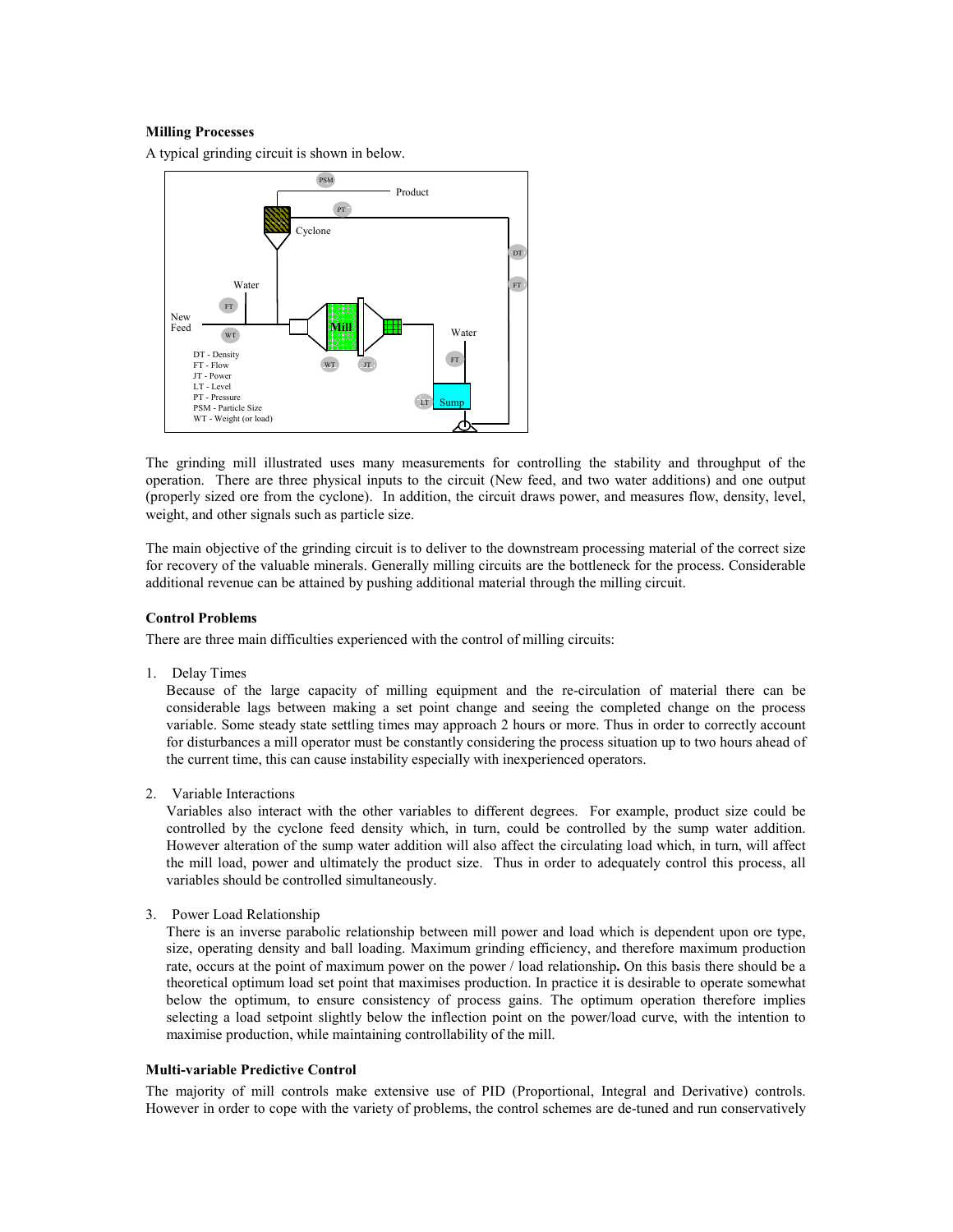**Milling Processes**

A typical grinding circuit is shown in below.

The grinding mill illustrated uses many measurements for controlling the stability and throughput of the operation. There are three physical inputs to the circuit (New feed, and two water additions) and one output (properly sized ore from the cyclone). In addition, the circuit draws power, and measures flow, density, level, weight, and other signals such as particle size.

The main objective of the grinding circuit is to deliver to the downstream processing material of the correct size for recovery of the valuable minerals. Generally milling circuits are the bottleneck for the process. Considerable additional revenue can be attained by pushing additional material through the milling circuit.

**Control Problems**

There are three main difficulties experienced with the control of milling circuits:

1. Delay Times
   Because of the large capacity of milling equipment and the re-circulation of material there can be considerable lags between making a set point change and seeing the completed change on the process variable. Some steady state settling times may approach 2 hours or more. Thus in order to correctly account for disturbances a mill operator must be constantly considering the process situation up to two hours ahead of the current time, this can cause instability especially with inexperienced operators.

2. Variable Interactions
   Variables also interact with the other variables to different degrees. For example, product size could be controlled by the cyclone feed density which, in turn, could be controlled by the sump water addition. However alteration of the sump water addition will also affect the circulating load which, in turn, will affect the mill load, power and ultimately the product size. Thus in order to adequately control this process, all variables should be controlled simultaneously.

3. Power Load Relationship
   There is an inverse parabolic relationship between mill power and load which is dependent upon ore type, size, operating density and ball loading. Maximum grinding efficiency, and therefore maximum production rate, occurs at the point of maximum power on the power / load relationship**.** On this basis there should be a theoretical optimum load set point that maximises production. In practice it is desirable to operate somewhat below the optimum, to ensure consistency of process gains. The optimum operation therefore implies selecting a load setpoint slightly below the inflection point on the power/load curve, with the intention to maximise production, while maintaining controllability of the mill.

**Multi-variable Predictive Control**

The majority of mill controls make extensive use of PID (Proportional, Integral and Derivative) controls. However in order to cope with the variety of problems, the control schemes are de-tuned and run conservatively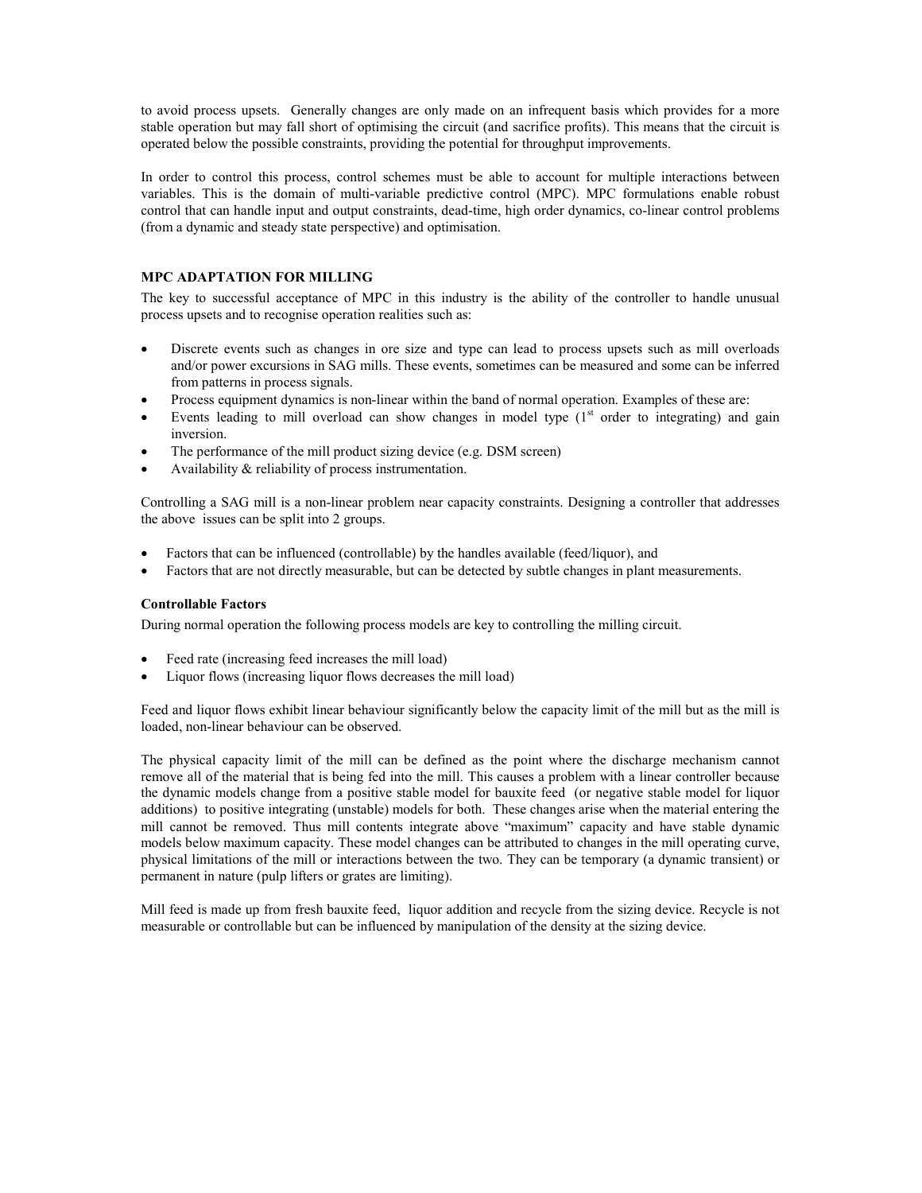to avoid process upsets. Generally changes are only made on an infrequent basis which provides for a more stable operation but may fall short of optimising the circuit (and sacrifice profits). This means that the circuit is operated below the possible constraints, providing the potential for throughput improvements.

In order to control this process, control schemes must be able to account for multiple interactions between variables. This is the domain of multi-variable predictive control (MPC). MPC formulations enable robust control that can handle input and output constraints, dead-time, high order dynamics, co-linear control problems (from a dynamic and steady state perspective) and optimisation.

## MPC ADAPTATION FOR MILLING

The key to successful acceptance of MPC in this industry is the ability of the controller to handle unusual process upsets and to recognise operation realities such as:

- Discrete events such as changes in ore size and type can lead to process upsets such as mill overloads and/or power excursions in SAG mills. These events, sometimes can be measured and some can be inferred from patterns in process signals.
- Process equipment dynamics is non-linear within the band of normal operation. Examples of these are:
- Events leading to mill overload can show changes in model type (1st order to integrating) and gain inversion.
- The performance of the mill product sizing device (e.g. DSM screen)
- Availability & reliability of process instrumentation.

Controlling a SAG mill is a non-linear problem near capacity constraints. Designing a controller that addresses the above issues can be split into 2 groups.

- Factors that can be influenced (controllable) by the handles available (feed/liquor), and
- Factors that are not directly measurable, but can be detected by subtle changes in plant measurements.

### Controllable Factors

During normal operation the following process models are key to controlling the milling circuit.

- Feed rate (increasing feed increases the mill load)
- Liquor flows (increasing liquor flows decreases the mill load)

Feed and liquor flows exhibit linear behaviour significantly below the capacity limit of the mill but as the mill is loaded, non-linear behaviour can be observed.

The physical capacity limit of the mill can be defined as the point where the discharge mechanism cannot remove all of the material that is being fed into the mill. This causes a problem with a linear controller because the dynamic models change from a positive stable model for bauxite feed (or negative stable model for liquor additions) to positive integrating (unstable) models for both. These changes arise when the material entering the mill cannot be removed. Thus mill contents integrate above "maximum" capacity and have stable dynamic models below maximum capacity. These model changes can be attributed to changes in the mill operating curve, physical limitations of the mill or interactions between the two. They can be temporary (a dynamic transient) or permanent in nature (pulp lifters or grates are limiting).

Mill feed is made up from fresh bauxite feed, liquor addition and recycle from the sizing device. Recycle is not measurable or controllable but can be influenced by manipulation of the density at the sizing device.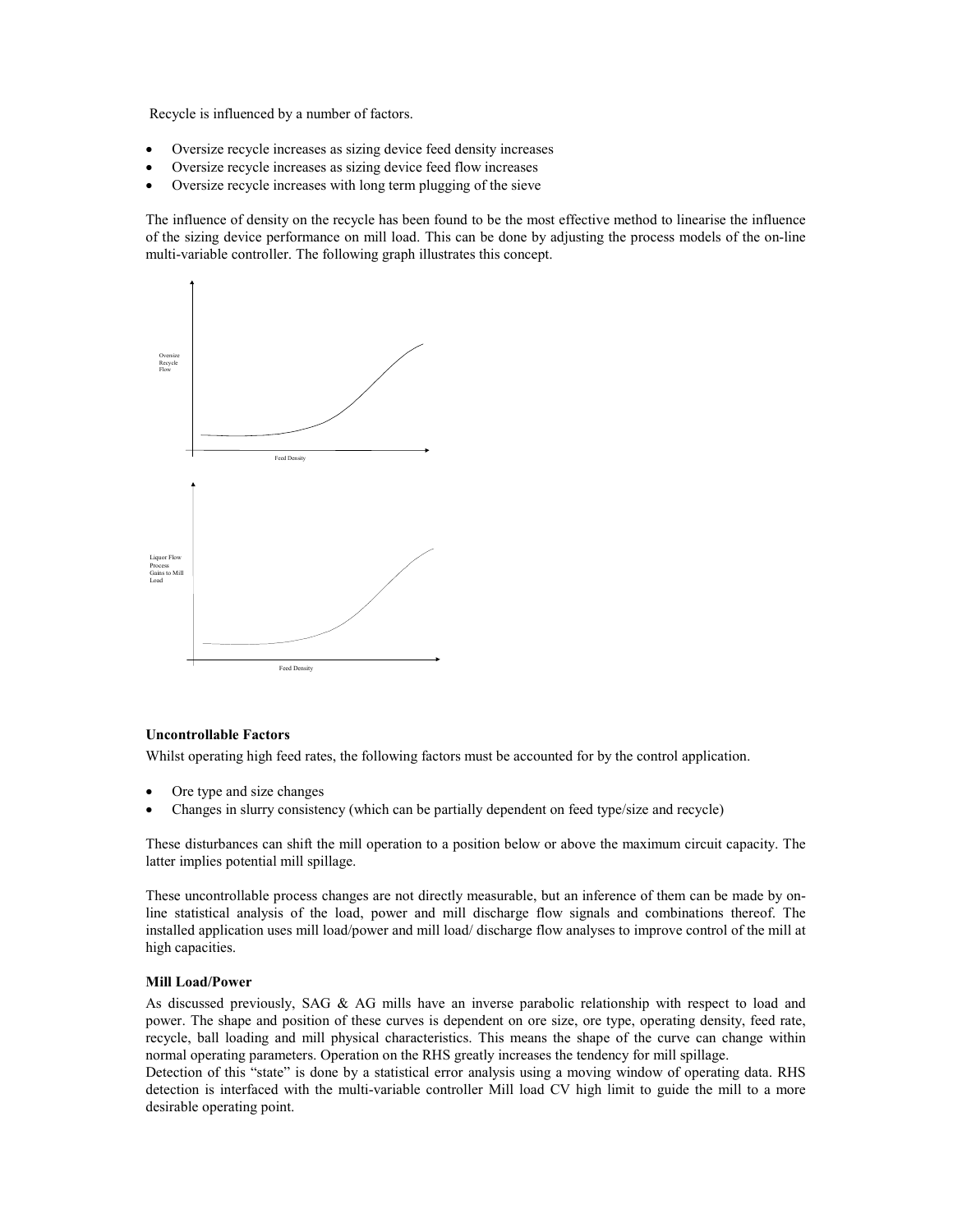Recycle is influenced by a number of factors.

- Oversize recycle increases as sizing device feed density increases
- Oversize recycle increases as sizing device feed flow increases
- Oversize recycle increases with long term plugging of the sieve

The influence of density on the recycle has been found to be the most effective method to linearise the influence of the sizing device performance on mill load. This can be done by adjusting the process models of the on-line multi-variable controller. The following graph illustrates this concept.

Oversize Recycle Flow

Feed Density

Liquor Flow Process Gains to Mill Load

Feed Density

**Uncontrollable Factors**

Whilst operating high feed rates, the following factors must be accounted for by the control application.

- Ore type and size changes
- Changes in slurry consistency (which can be partially dependent on feed type/size and recycle)

These disturbances can shift the mill operation to a position below or above the maximum circuit capacity. The latter implies potential mill spillage.

These uncontrollable process changes are not directly measurable, but an inference of them can be made by on-line statistical analysis of the load, power and mill discharge flow signals and combinations thereof. The installed application uses mill load/power and mill load/ discharge flow analyses to improve control of the mill at high capacities.

**Mill Load/Power**

As discussed previously, SAG & AG mills have an inverse parabolic relationship with respect to load and power. The shape and position of these curves is dependent on ore size, ore type, operating density, feed rate, recycle, ball loading and mill physical characteristics. This means the shape of the curve can change within normal operating parameters. Operation on the RHS greatly increases the tendency for mill spillage.
Detection of this "state" is done by a statistical error analysis using a moving window of operating data. RHS detection is interfaced with the multi-variable controller Mill load CV high limit to guide the mill to a more desirable operating point.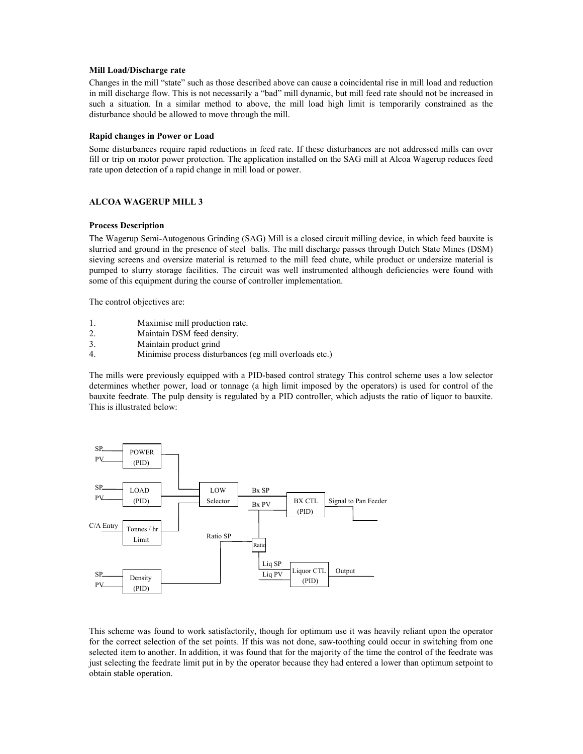**Mill Load/Discharge rate**

Changes in the mill "state" such as those described above can cause a coincidental rise in mill load and reduction in mill discharge flow. This is not necessarily a "bad" mill dynamic, but mill feed rate should not be increased in such a situation. In a similar method to above, the mill load high limit is temporarily constrained as the disturbance should be allowed to move through the mill.

**Rapid changes in Power or Load**

Some disturbances require rapid reductions in feed rate. If these disturbances are not addressed mills can over fill or trip on motor power protection. The application installed on the SAG mill at Alcoa Wagerup reduces feed rate upon detection of a rapid change in mill load or power.

**ALCOA WAGERUP MILL 3**

**Process Description**

The Wagerup Semi-Autogenous Grinding (SAG) Mill is a closed circuit milling device, in which feed bauxite is slurried and ground in the presence of steel balls. The mill discharge passes through Dutch State Mines (DSM) sieving screens and oversize material is returned to the mill feed chute, while product or undersize material is pumped to slurry storage facilities. The circuit was well instrumented although deficiencies were found with some of this equipment during the course of controller implementation.

The control objectives are:

1. Maximise mill production rate.
2. Maintain DSM feed density.
3. Maintain product grind
4. Minimise process disturbances (eg mill overloads etc.)

The mills were previously equipped with a PID-based control strategy This control scheme uses a low selector determines whether power, load or tonnage (a high limit imposed by the operators) is used for control of the bauxite feedrate. The pulp density is regulated by a PID controller, which adjusts the ratio of liquor to bauxite. This is illustrated below:

SP, PV → POWER (PID)
SP, PV → LOAD (PID)
C/A Entry → Tonnes / hr Limit
→ LOW Selector → Bx SP, Bx PV → BX CTL (PID) → Signal to Pan Feeder
SP, PV → Density (PID) → Ratio SP → Ratio → Liq SP, Liq PV → Liquor CTL (PID) → Output

This scheme was found to work satisfactorily, though for optimum use it was heavily reliant upon the operator for the correct selection of the set points. If this was not done, saw-toothing could occur in switching from one selected item to another. In addition, it was found that for the majority of the time the control of the feedrate was just selecting the feedrate limit put in by the operator because they had entered a lower than optimum setpoint to obtain stable operation.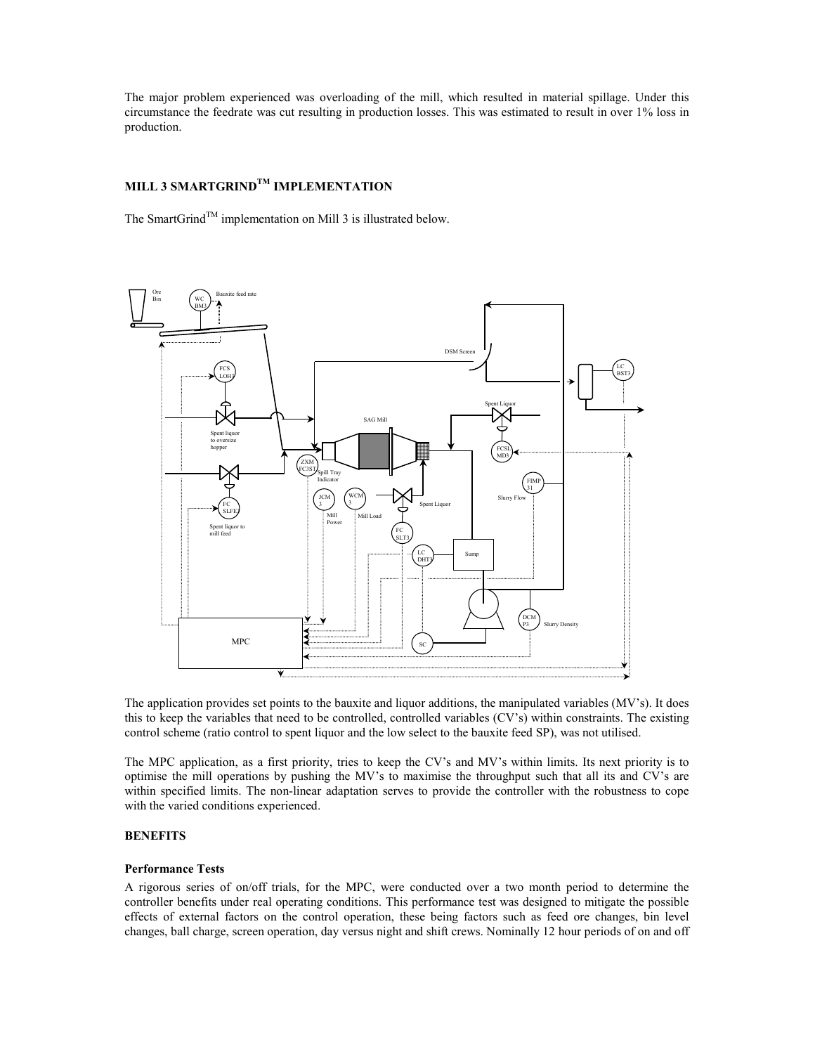The major problem experienced was overloading of the mill, which resulted in material spillage. Under this circumstance the feedrate was cut resulting in production losses. This was estimated to result in over 1% loss in production.

## MILL 3 SMARTGRIND[TM] IMPLEMENTATION

The SmartGrind[TM] implementation on Mill 3 is illustrated below.

The application provides set points to the bauxite and liquor additions, the manipulated variables (MV's). It does this to keep the variables that need to be controlled, controlled variables (CV's) within constraints. The existing control scheme (ratio control to spent liquor and the low select to the bauxite feed SP), was not utilised.

The MPC application, as a first priority, tries to keep the CV's and MV's within limits. Its next priority is to optimise the mill operations by pushing the MV's to maximise the throughput such that all its and CV's are within specified limits. The non-linear adaptation serves to provide the controller with the robustness to cope with the varied conditions experienced.

### BENEFITS

#### Performance Tests

A rigorous series of on/off trials, for the MPC, were conducted over a two month period to determine the controller benefits under real operating conditions. This performance test was designed to mitigate the possible effects of external factors on the control operation, these being factors such as feed ore changes, bin level changes, ball charge, screen operation, day versus night and shift crews. Nominally 12 hour periods of on and off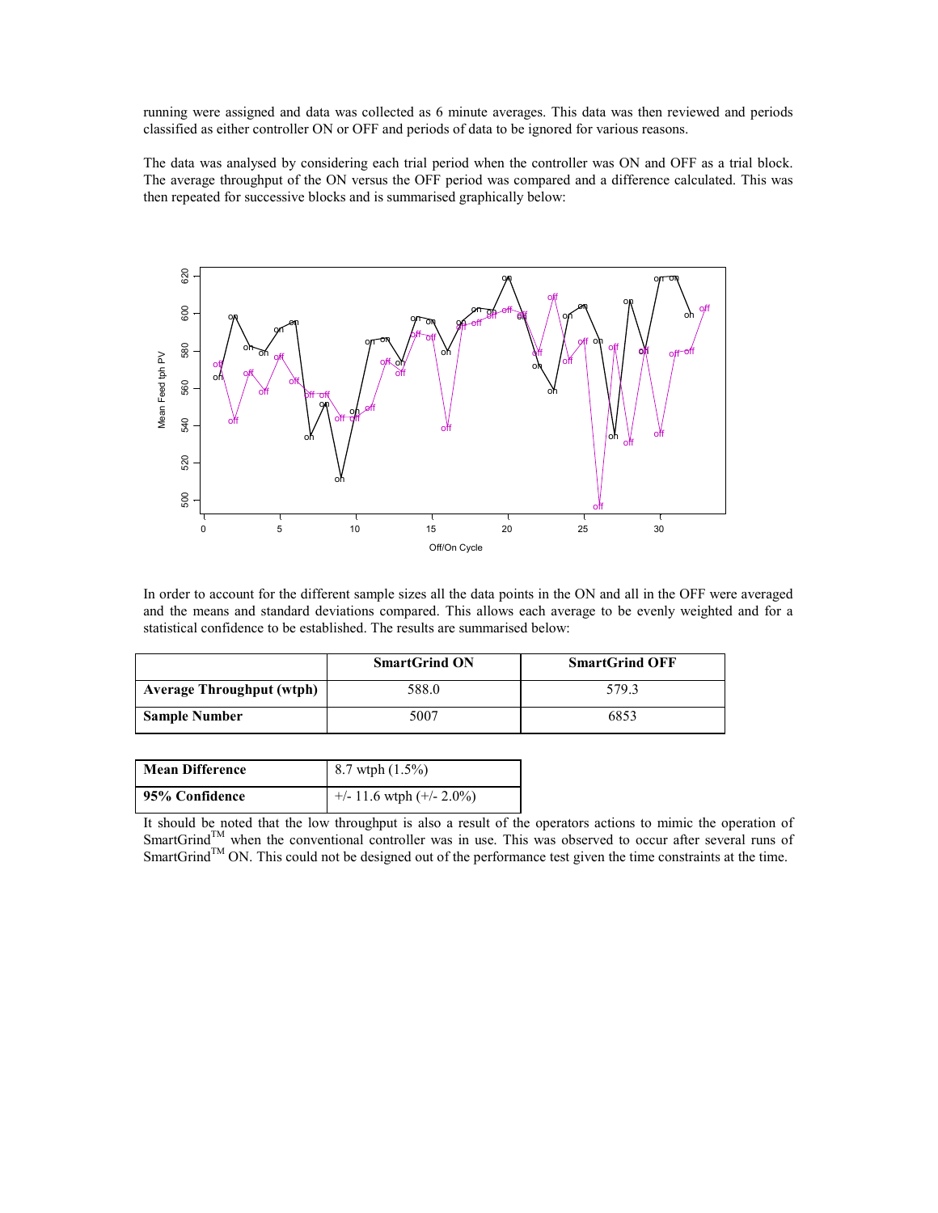running were assigned and data was collected as 6 minute averages. This data was then reviewed and periods classified as either controller ON or OFF and periods of data to be ignored for various reasons.

The data was analysed by considering each trial period when the controller was ON and OFF as a trial block. The average throughput of the ON versus the OFF period was compared and a difference calculated. This was then repeated for successive blocks and is summarised graphically below:

In order to account for the different sample sizes all the data points in the ON and all in the OFF were averaged and the means and standard deviations compared. This allows each average to be evenly weighted and for a statistical confidence to be established. The results are summarised below:

| | SmartGrind ON | SmartGrind OFF |
|---|---|---|
| **Average Throughput (wtph)** | 588.0 | 579.3 |
| **Sample Number** | 5007 | 6853 |

| | |
|---|---|
| **Mean Difference** | 8.7 wtph (1.5%) |
| **95% Confidence** | +/- 11.6 wtph (+/- 2.0%) |

It should be noted that the low throughput is also a result of the operators actions to mimic the operation of SmartGrind$^{TM}$ when the conventional controller was in use. This was observed to occur after several runs of SmartGrind$^{TM}$ ON. This could not be designed out of the performance test given the time constraints at the time.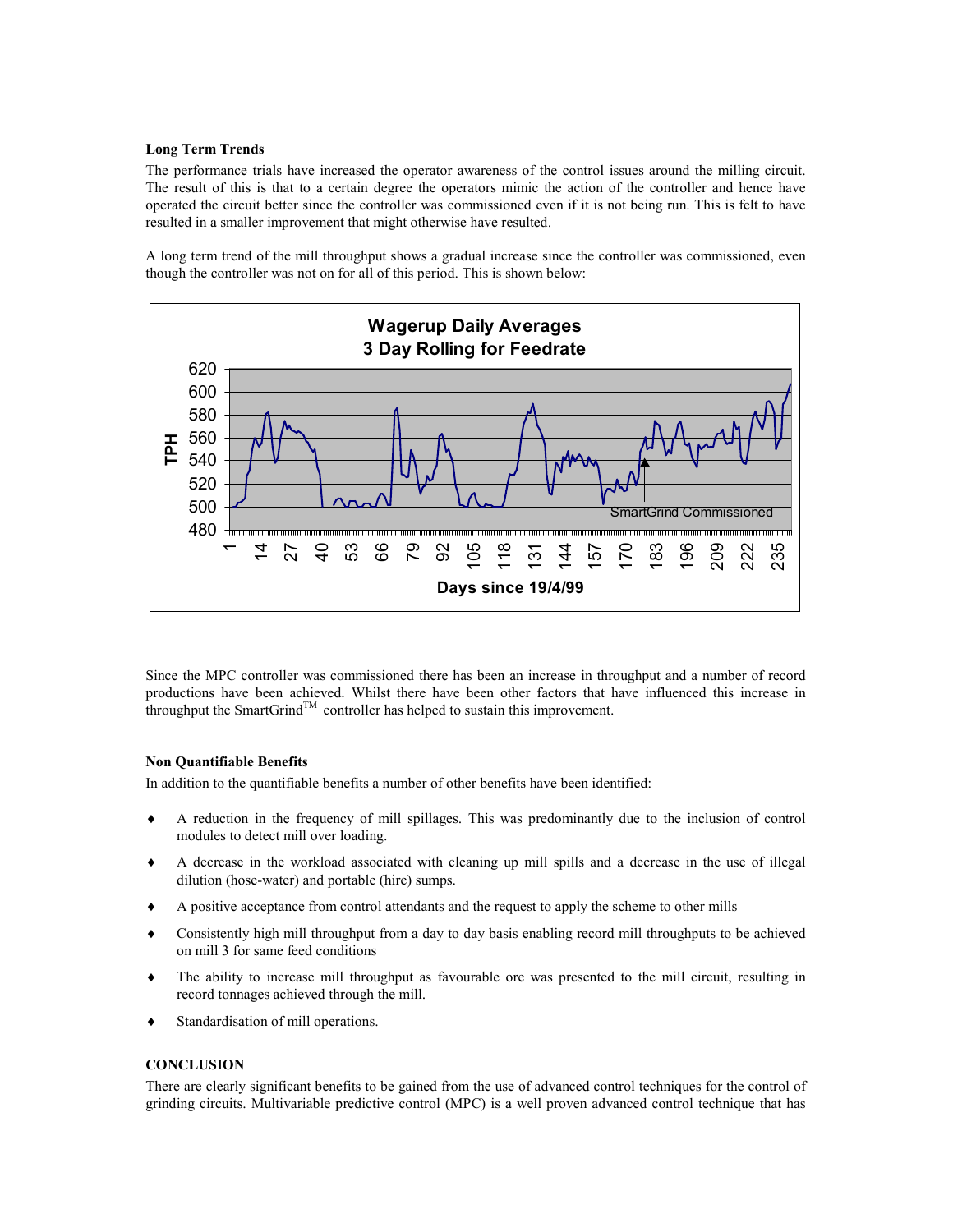**Long Term Trends**

The performance trials have increased the operator awareness of the control issues around the milling circuit. The result of this is that to a certain degree the operators mimic the action of the controller and hence have operated the circuit better since the controller was commissioned even if it is not being run. This is felt to have resulted in a smaller improvement that might otherwise have resulted.

A long term trend of the mill throughput shows a gradual increase since the controller was commissioned, even though the controller was not on for all of this period. This is shown below:

Since the MPC controller was commissioned there has been an increase in throughput and a number of record productions have been achieved. Whilst there have been other factors that have influenced this increase in throughput the SmartGrind™ controller has helped to sustain this improvement.

**Non Quantifiable Benefits**

In addition to the quantifiable benefits a number of other benefits have been identified:

- A reduction in the frequency of mill spillages. This was predominantly due to the inclusion of control modules to detect mill over loading.
- A decrease in the workload associated with cleaning up mill spills and a decrease in the use of illegal dilution (hose-water) and portable (hire) sumps.
- A positive acceptance from control attendants and the request to apply the scheme to other mills
- Consistently high mill throughput from a day to day basis enabling record mill throughputs to be achieved on mill 3 for same feed conditions
- The ability to increase mill throughput as favourable ore was presented to the mill circuit, resulting in record tonnages achieved through the mill.
- Standardisation of mill operations.

**CONCLUSION**

There are clearly significant benefits to be gained from the use of advanced control techniques for the control of grinding circuits. Multivariable predictive control (MPC) is a well proven advanced control technique that has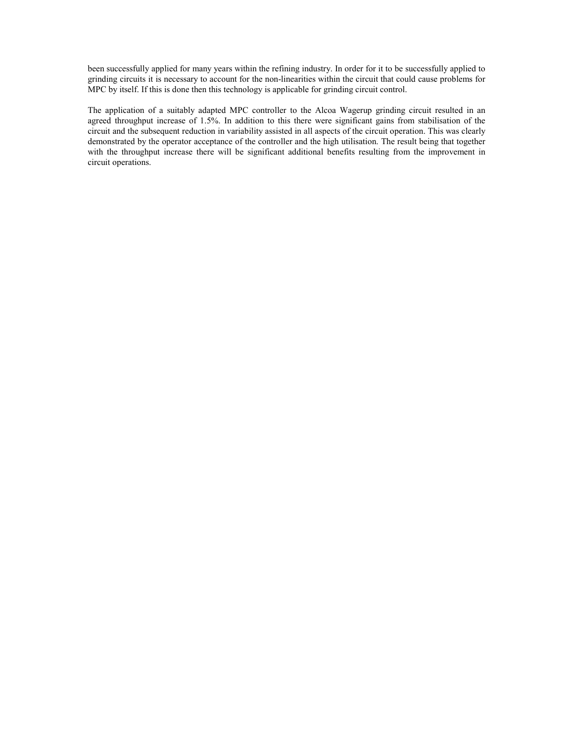been successfully applied for many years within the refining industry. In order for it to be successfully applied to grinding circuits it is necessary to account for the non-linearities within the circuit that could cause problems for MPC by itself. If this is done then this technology is applicable for grinding circuit control.

The application of a suitably adapted MPC controller to the Alcoa Wagerup grinding circuit resulted in an agreed throughput increase of 1.5%. In addition to this there were significant gains from stabilisation of the circuit and the subsequent reduction in variability assisted in all aspects of the circuit operation. This was clearly demonstrated by the operator acceptance of the controller and the high utilisation. The result being that together with the throughput increase there will be significant additional benefits resulting from the improvement in circuit operations.